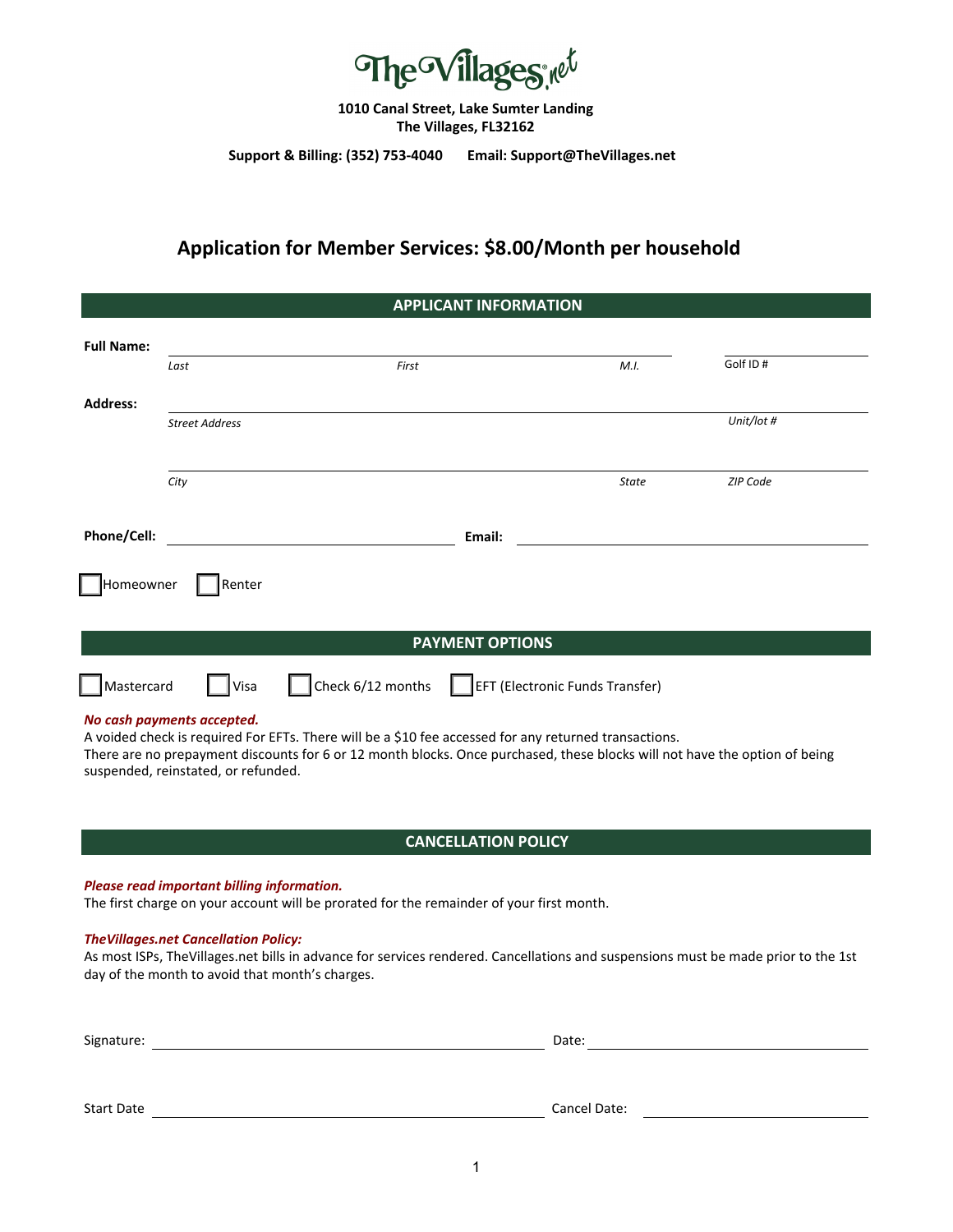# TheVillages.net

**1010 Canal Street, Lake Sumter Landing**
**The Villages, FL32162**

**Support & Billing: (352) 753-4040 Email: Support@TheVillages.net**

## Application for Member Services: $8.00/Month per household

### APPLICANT INFORMATION

**Full Name:** ______________________________ ______________________________ ________ Golf ID # ____________

*Last* *First* *M.I.*

**Address:** ________________________________________________________________ *Unit/lot #* ____________

*Street Address*

________________________________________________ *State* ________ *ZIP Code* ____________

*City*

**Phone/Cell:** ______________________________ **Email:** ______________________________

☐ Homeowner ☐ Renter

### PAYMENT OPTIONS

☐ Mastercard ☐ Visa ☐ Check 6/12 months ☐ EFT (Electronic Funds Transfer)

***No cash payments accepted.***
A voided check is required For EFTs. There will be a $10 fee accessed for any returned transactions.
There are no prepayment discounts for 6 or 12 month blocks. Once purchased, these blocks will not have the option of being suspended, reinstated, or refunded.

### CANCELLATION POLICY

***Please read important billing information.***
The first charge on your account will be prorated for the remainder of your first month.

***TheVillages.net Cancellation Policy:***
As most ISPs, TheVillages.net bills in advance for services rendered. Cancellations and suspensions must be made prior to the 1st day of the month to avoid that month's charges.

Signature: ______________________________ Date: ______________________________

Start Date ______________________________ Cancel Date: ______________________________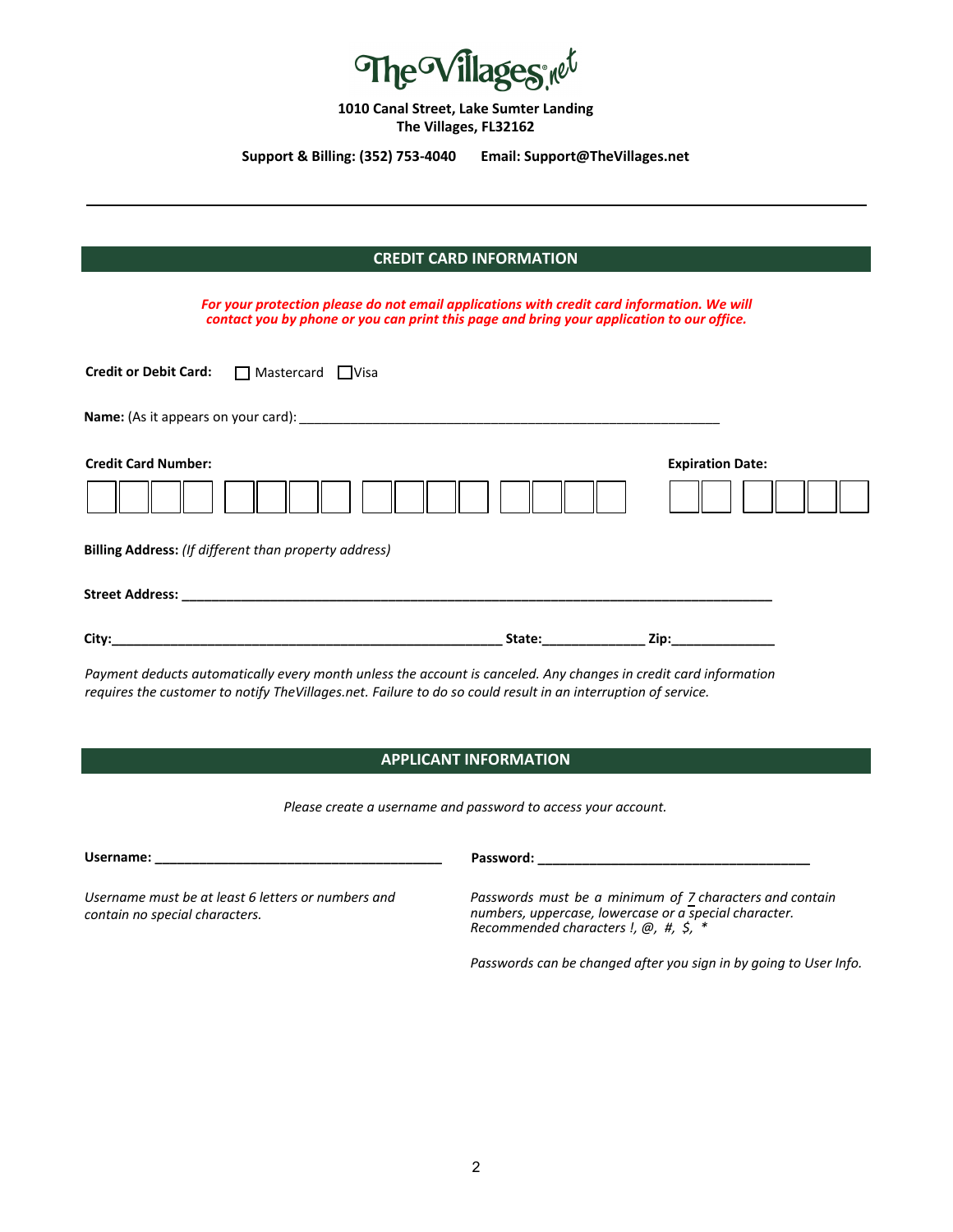**TheVillages.net**

**1010 Canal Street, Lake Sumter Landing**
**The Villages, FL32162**

**Support & Billing: (352) 753-4040 Email: Support@TheVillages.net**

---

## CREDIT CARD INFORMATION

***For your protection please do not email applications with credit card information. We will contact you by phone or you can print this page and bring your application to our office.***

**Credit or Debit Card:** ☐ Mastercard ☐ Visa

**Name:** (As it appears on your card): ____________________________________________

**Credit Card Number:** ☐☐☐☐ ☐☐☐☐ ☐☐☐☐ ☐☐☐☐

**Expiration Date:** ☐☐ ☐☐☐☐

**Billing Address:** *(If different than property address)*

**Street Address:** ____________________________________________

**City:** ______________________ **State:** __________ **Zip:** __________

*Payment deducts automatically every month unless the account is canceled. Any changes in credit card information requires the customer to notify TheVillages.net. Failure to do so could result in an interruption of service.*

## APPLICANT INFORMATION

*Please create a username and password to access your account.*

**Username:** ______________________________

*Username must be at least 6 letters or numbers and contain no special characters.*

**Password:** ______________________________

*Passwords must be a minimum of 7 characters and contain numbers, uppercase, lowercase or a special character. Recommended characters !, @, #, $, **

*Passwords can be changed after you sign in by going to User Info.*